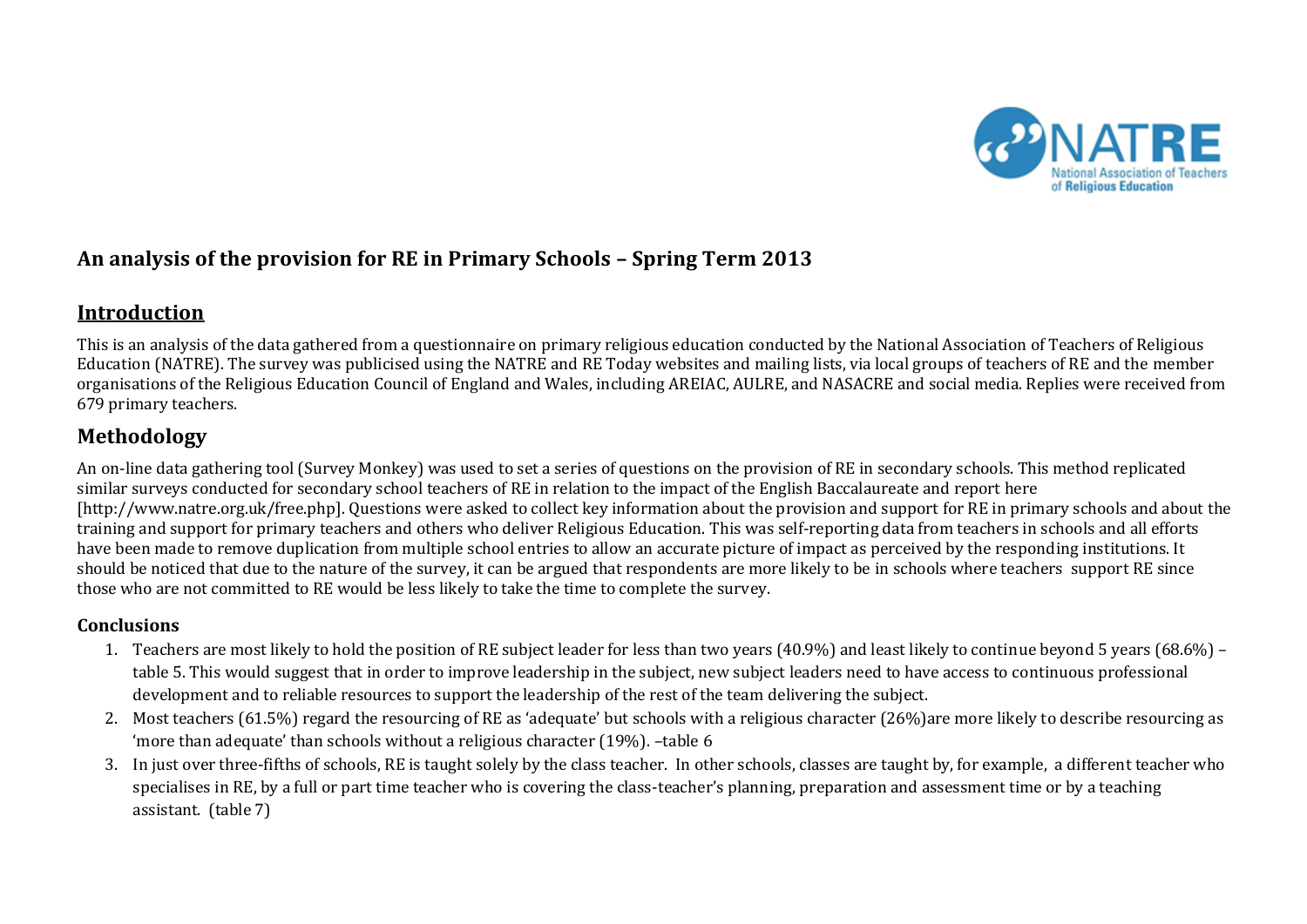## An analysis of the provision for RE in Primary Schools – Spring Term 2013

## Introduction

This is an analysis of the data gathered from a questionnaire on primary religious education conducted by the National Association of Teachers of Religious Education (NATRE). The survey was publicised using the NATRE and RE Today websites and mailing lists, via local groups of teachers of RE and the member organisations of the Religious Education Council of England and Wales, including AREIAC, AULRE, and NASACRE and social media. Replies were received from 679 primary teachers.

## Methodology

An on-line data gathering tool (Survey Monkey) was used to set a series of questions on the provision of RE in secondary schools. This method replicated similar surveys conducted for secondary school teachers of RE in relation to the impact of the English Baccalaureate and report here [http://www.natre.org.uk/free.php]. Questions were asked to collect key information about the provision and support for RE in primary schools and about the training and support for primary teachers and others who deliver Religious Education. This was self-reporting data from teachers in schools and all efforts have been made to remove duplication from multiple school entries to allow an accurate picture of impact as perceived by the responding institutions. It should be noticed that due to the nature of the survey, it can be argued that respondents are more likely to be in schools where teachers support RE since those who are not committed to RE would be less likely to take the time to complete the survey.

### Conclusions

1. Teachers are most likely to hold the position of RE subject leader for less than two years (40.9%) and least likely to continue beyond 5 years (68.6%) – table 5. This would suggest that in order to improve leadership in the subject, new subject leaders need to have access to continuous professional development and to reliable resources to support the leadership of the rest of the team delivering the subject.
2. Most teachers (61.5%) regard the resourcing of RE as 'adequate' but schools with a religious character (26%)are more likely to describe resourcing as 'more than adequate' than schools without a religious character (19%). –table 6
3. In just over three-fifths of schools, RE is taught solely by the class teacher. In other schools, classes are taught by, for example, a different teacher who specialises in RE, by a full or part time teacher who is covering the class-teacher's planning, preparation and assessment time or by a teaching assistant. (table 7)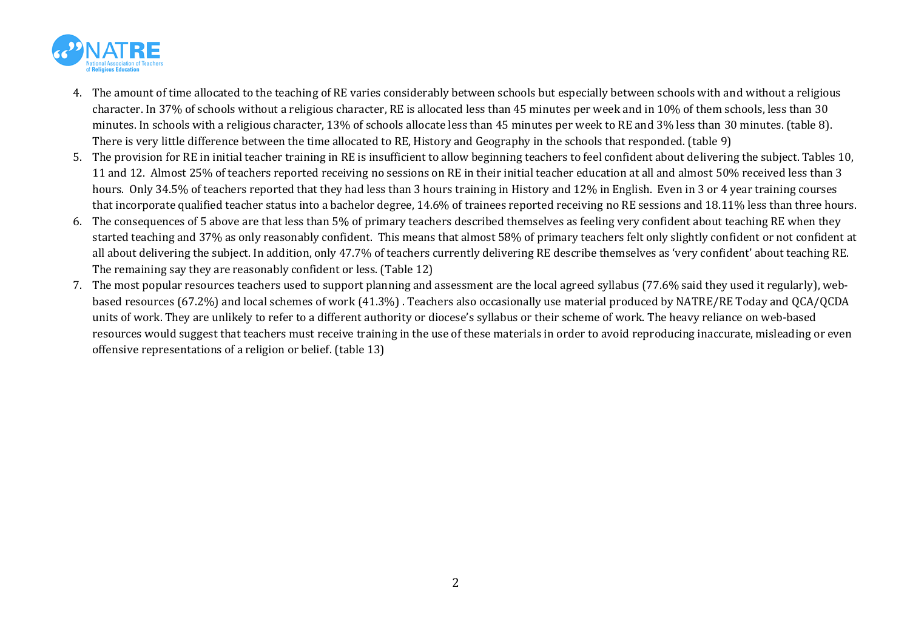4. The amount of time allocated to the teaching of RE varies considerably between schools but especially between schools with and without a religious character. In 37% of schools without a religious character, RE is allocated less than 45 minutes per week and in 10% of them schools, less than 30 minutes. In schools with a religious character, 13% of schools allocate less than 45 minutes per week to RE and 3% less than 30 minutes. (table 8). There is very little difference between the time allocated to RE, History and Geography in the schools that responded. (table 9)
5. The provision for RE in initial teacher training in RE is insufficient to allow beginning teachers to feel confident about delivering the subject. Tables 10, 11 and 12. Almost 25% of teachers reported receiving no sessions on RE in their initial teacher education at all and almost 50% received less than 3 hours. Only 34.5% of teachers reported that they had less than 3 hours training in History and 12% in English. Even in 3 or 4 year training courses that incorporate qualified teacher status into a bachelor degree, 14.6% of trainees reported receiving no RE sessions and 18.11% less than three hours.
6. The consequences of 5 above are that less than 5% of primary teachers described themselves as feeling very confident about teaching RE when they started teaching and 37% as only reasonably confident. This means that almost 58% of primary teachers felt only slightly confident or not confident at all about delivering the subject. In addition, only 47.7% of teachers currently delivering RE describe themselves as 'very confident' about teaching RE. The remaining say they are reasonably confident or less. (Table 12)
7. The most popular resources teachers used to support planning and assessment are the local agreed syllabus (77.6% said they used it regularly), web-based resources (67.2%) and local schemes of work (41.3%) . Teachers also occasionally use material produced by NATRE/RE Today and QCA/QCDA units of work. They are unlikely to refer to a different authority or diocese's syllabus or their scheme of work. The heavy reliance on web-based resources would suggest that teachers must receive training in the use of these materials in order to avoid reproducing inaccurate, misleading or even offensive representations of a religion or belief. (table 13)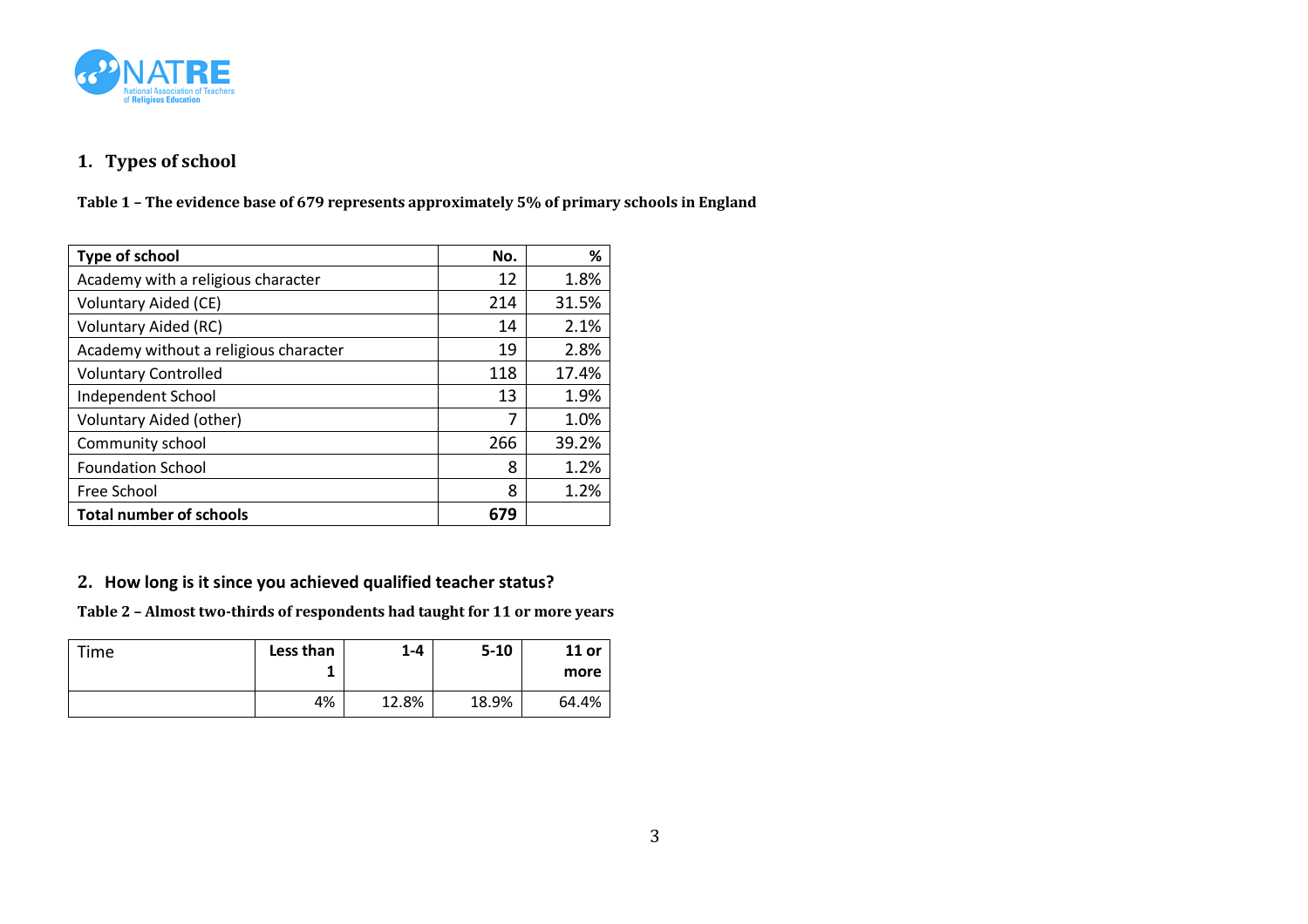## 1. Types of school

**Table 1 – The evidence base of 679 represents approximately 5% of primary schools in England**

| Type of school | No. | % |
|---|---|---|
| Academy with a religious character | 12 | 1.8% |
| Voluntary Aided (CE) | 214 | 31.5% |
| Voluntary Aided (RC) | 14 | 2.1% |
| Academy without a religious character | 19 | 2.8% |
| Voluntary Controlled | 118 | 17.4% |
| Independent School | 13 | 1.9% |
| Voluntary Aided (other) | 7 | 1.0% |
| Community school | 266 | 39.2% |
| Foundation School | 8 | 1.2% |
| Free School | 8 | 1.2% |
| **Total number of schools** | **679** | |

## 2. How long is it since you achieved qualified teacher status?

**Table 2 – Almost two-thirds of respondents had taught for 11 or more years**

| Time | Less than 1 | 1-4 | 5-10 | 11 or more |
|---|---|---|---|---|
| | 4% | 12.8% | 18.9% | 64.4% |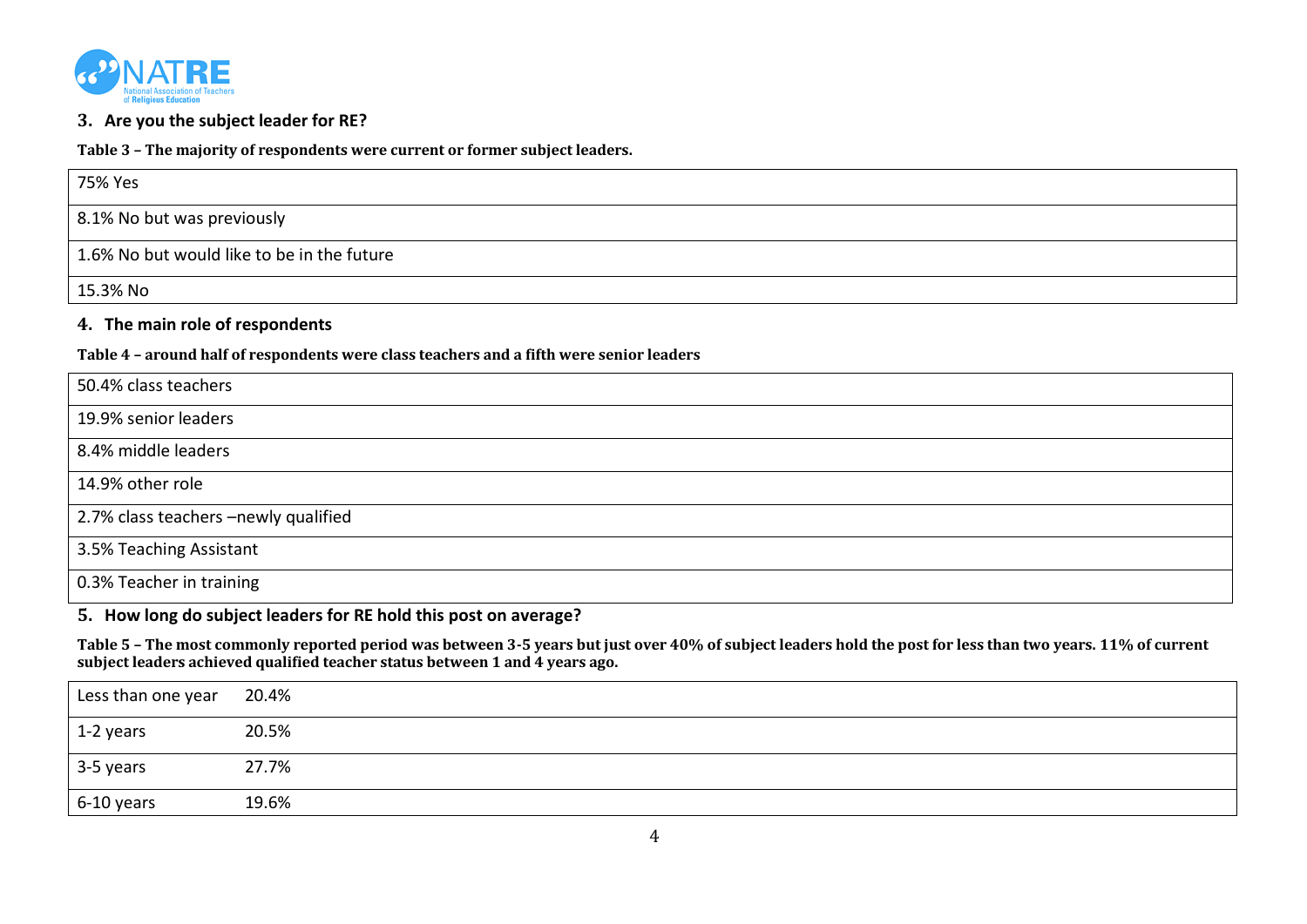## 3. Are you the subject leader for RE?

**Table 3 – The majority of respondents were current or former subject leaders.**

| 75% Yes |
|---|
| 8.1% No but was previously |
| 1.6% No but would like to be in the future |
| 15.3% No |

## 4. The main role of respondents

**Table 4 – around half of respondents were class teachers and a fifth were senior leaders**

| 50.4% class teachers |
|---|
| 19.9% senior leaders |
| 8.4% middle leaders |
| 14.9% other role |
| 2.7% class teachers –newly qualified |
| 3.5% Teaching Assistant |
| 0.3% Teacher in training |

## 5. How long do subject leaders for RE hold this post on average?

**Table 5 – The most commonly reported period was between 3-5 years but just over 40% of subject leaders hold the post for less than two years. 11% of current subject leaders achieved qualified teacher status between 1 and 4 years ago.**

| Less than one year | 20.4% |
|---|---|
| 1-2 years | 20.5% |
| 3-5 years | 27.7% |
| 6-10 years | 19.6% |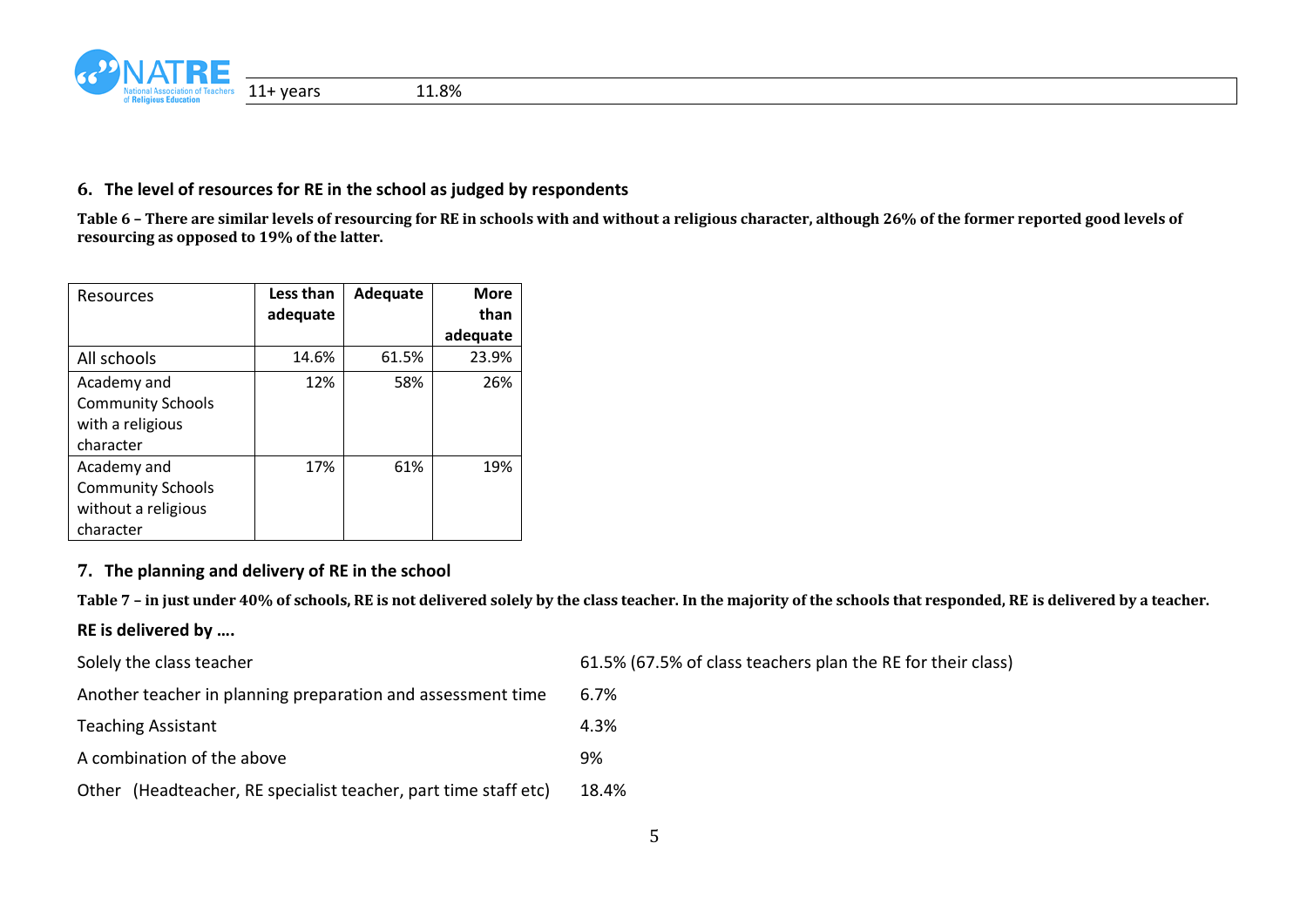| 11+ years | 11.8% |
|---|---|

## 6. The level of resources for RE in the school as judged by respondents

**Table 6 – There are similar levels of resourcing for RE in schools with and without a religious character, although 26% of the former reported good levels of resourcing as opposed to 19% of the latter.**

| Resources | **Less than adequate** | **Adequate** | **More than adequate** |
|---|---|---|---|
| All schools | 14.6% | 61.5% | 23.9% |
| Academy and Community Schools with a religious character | 12% | 58% | 26% |
| Academy and Community Schools without a religious character | 17% | 61% | 19% |

## 7. The planning and delivery of RE in the school

**Table 7 – in just under 40% of schools, RE is not delivered solely by the class teacher. In the majority of the schools that responded, RE is delivered by a teacher.**

**RE is delivered by ….**

| | |
|---|---|
| Solely the class teacher | 61.5% (67.5% of class teachers plan the RE for their class) |
| Another teacher in planning preparation and assessment time | 6.7% |
| Teaching Assistant | 4.3% |
| A combination of the above | 9% |
| Other (Headteacher, RE specialist teacher, part time staff etc) | 18.4% |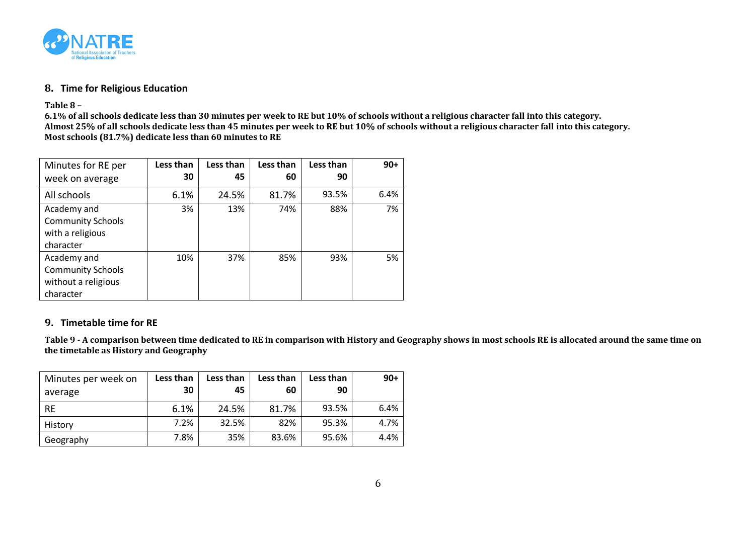## 8. Time for Religious Education

**Table 8 –**
**6.1% of all schools dedicate less than 30 minutes per week to RE but 10% of schools without a religious character fall into this category.**
**Almost 25% of all schools dedicate less than 45 minutes per week to RE but 10% of schools without a religious character fall into this category.**
**Most schools (81.7%) dedicate less than 60 minutes to RE**

| Minutes for RE per week on average | **Less than 30** | **Less than 45** | **Less than 60** | **Less than 90** | **90+** |
|---|---|---|---|---|---|
| All schools | 6.1% | 24.5% | 81.7% | 93.5% | 6.4% |
| Academy and Community Schools with a religious character | 3% | 13% | 74% | 88% | 7% |
| Academy and Community Schools without a religious character | 10% | 37% | 85% | 93% | 5% |

## 9. Timetable time for RE

**Table 9 - A comparison between time dedicated to RE in comparison with History and Geography shows in most schools RE is allocated around the same time on the timetable as History and Geography**

| Minutes per week on average | **Less than 30** | **Less than 45** | **Less than 60** | **Less than 90** | **90+** |
|---|---|---|---|---|---|
| RE | 6.1% | 24.5% | 81.7% | 93.5% | 6.4% |
| History | 7.2% | 32.5% | 82% | 95.3% | 4.7% |
| Geography | 7.8% | 35% | 83.6% | 95.6% | 4.4% |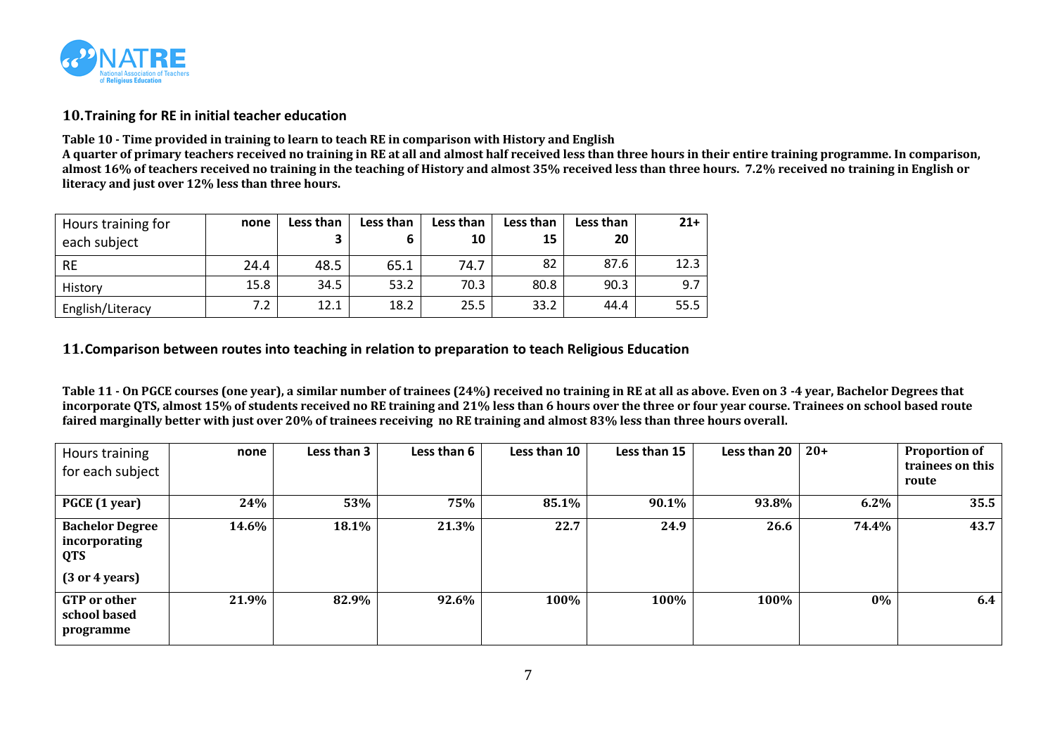## 10. Training for RE in initial teacher education

**Table 10 - Time provided in training to learn to teach RE in comparison with History and English**
**A quarter of primary teachers received no training in RE at all and almost half received less than three hours in their entire training programme. In comparison, almost 16% of teachers received no training in the teaching of History and almost 35% received less than three hours. 7.2% received no training in English or literacy and just over 12% less than three hours.**

| Hours training for each subject | none | Less than 3 | Less than 6 | Less than 10 | Less than 15 | Less than 20 | 21+ |
|---|---|---|---|---|---|---|---|
| RE | 24.4 | 48.5 | 65.1 | 74.7 | 82 | 87.6 | 12.3 |
| History | 15.8 | 34.5 | 53.2 | 70.3 | 80.8 | 90.3 | 9.7 |
| English/Literacy | 7.2 | 12.1 | 18.2 | 25.5 | 33.2 | 44.4 | 55.5 |

## 11. Comparison between routes into teaching in relation to preparation to teach Religious Education

**Table 11 - On PGCE courses (one year), a similar number of trainees (24%) received no training in RE at all as above. Even on 3 -4 year, Bachelor Degrees that incorporate QTS, almost 15% of students received no RE training and 21% less than 6 hours over the three or four year course. Trainees on school based route faired marginally better with just over 20% of trainees receiving no RE training and almost 83% less than three hours overall.**

| Hours training for each subject | none | Less than 3 | Less than 6 | Less than 10 | Less than 15 | Less than 20 | 20+ | Proportion of trainees on this route |
|---|---|---|---|---|---|---|---|---|
| **PGCE (1 year)** | **24%** | **53%** | **75%** | **85.1%** | **90.1%** | **93.8%** | **6.2%** | **35.5** |
| **Bachelor Degree incorporating QTS (3 or 4 years)** | **14.6%** | **18.1%** | **21.3%** | **22.7** | **24.9** | **26.6** | **74.4%** | **43.7** |
| **GTP or other school based programme** | **21.9%** | **82.9%** | **92.6%** | **100%** | **100%** | **100%** | **0%** | **6.4** |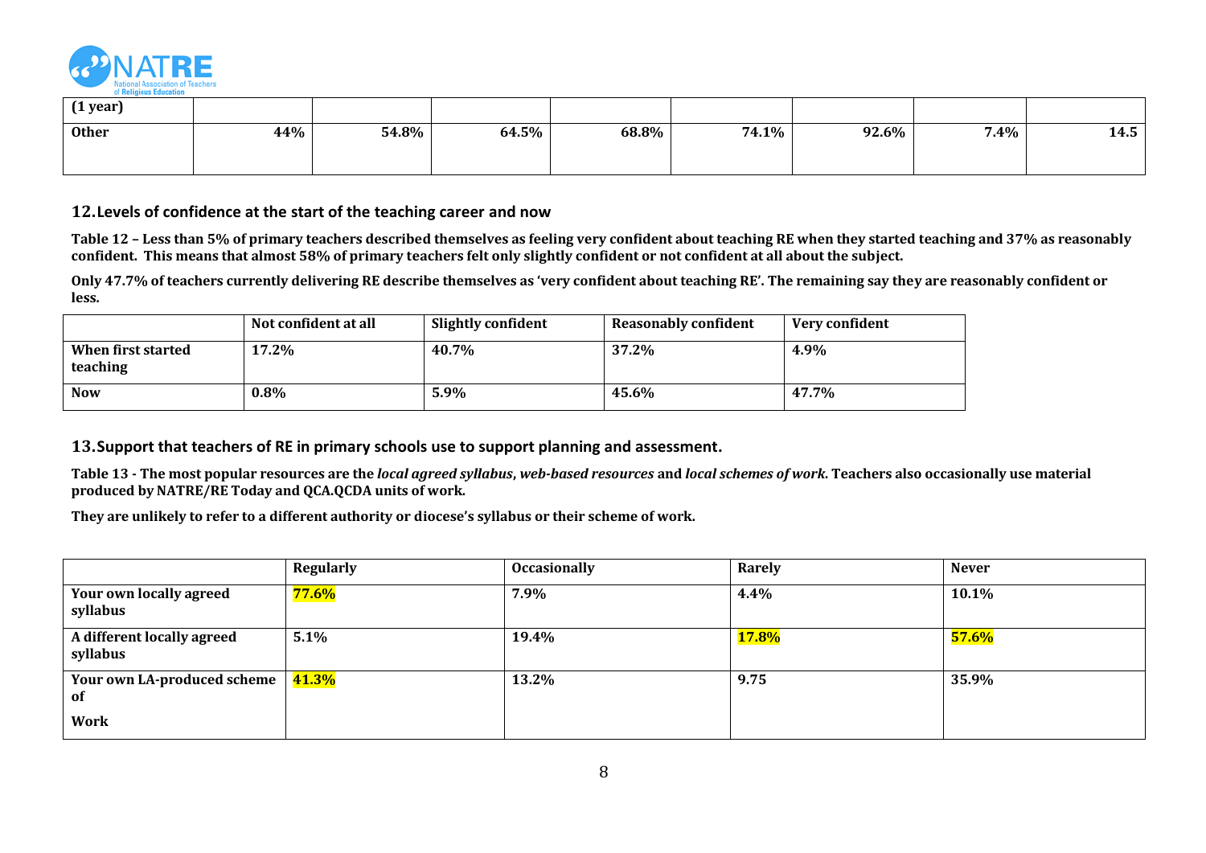| (1 year) | | | | | | | | |
|---|---|---|---|---|---|---|---|---|
| **Other** | 44% | 54.8% | 64.5% | 68.8% | 74.1% | 92.6% | 7.4% | 14.5 |

## 12. Levels of confidence at the start of the teaching career and now

**Table 12 – Less than 5% of primary teachers described themselves as feeling very confident about teaching RE when they started teaching and 37% as reasonably confident. This means that almost 58% of primary teachers felt only slightly confident or not confident at all about the subject.**

**Only 47.7% of teachers currently delivering RE describe themselves as 'very confident about teaching RE'. The remaining say they are reasonably confident or less.**

| | Not confident at all | Slightly confident | Reasonably confident | Very confident |
|---|---|---|---|---|
| **When first started teaching** | 17.2% | 40.7% | 37.2% | 4.9% |
| **Now** | 0.8% | 5.9% | 45.6% | 47.7% |

## 13. Support that teachers of RE in primary schools use to support planning and assessment.

**Table 13 - The most popular resources are the *local agreed syllabus*, *web-based resources* and *local schemes of work*. Teachers also occasionally use material produced by NATRE/RE Today and QCA.QCDA units of work.**

**They are unlikely to refer to a different authority or diocese's syllabus or their scheme of work.**

| | Regularly | Occasionally | Rarely | Never |
|---|---|---|---|---|
| **Your own locally agreed syllabus** | 77.6% | 7.9% | 4.4% | 10.1% |
| **A different locally agreed syllabus** | 5.1% | 19.4% | 17.8% | 57.6% |
| **Your own LA-produced scheme of Work** | 41.3% | 13.2% | 9.75 | 35.9% |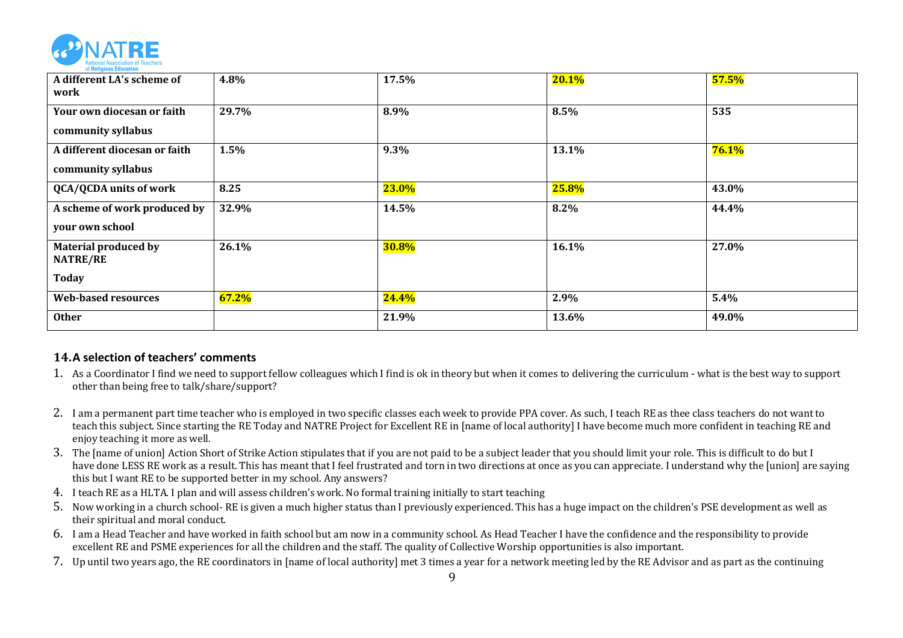| A different LA's scheme of work | 4.8% | 17.5% | 20.1% | 57.5% |
|---|---|---|---|---|
| Your own diocesan or faith community syllabus | 29.7% | 8.9% | 8.5% | 535 |
| A different diocesan or faith community syllabus | 1.5% | 9.3% | 13.1% | 76.1% |
| QCA/QCDA units of work | 8.25 | 23.0% | 25.8% | 43.0% |
| A scheme of work produced by your own school | 32.9% | 14.5% | 8.2% | 44.4% |
| Material produced by NATRE/RE Today | 26.1% | 30.8% | 16.1% | 27.0% |
| Web-based resources | 67.2% | 24.4% | 2.9% | 5.4% |
| Other | | 21.9% | 13.6% | 49.0% |

## 14. A selection of teachers' comments

1. As a Coordinator I find we need to support fellow colleagues which I find is ok in theory but when it comes to delivering the curriculum - what is the best way to support other than being free to talk/share/support?
2. I am a permanent part time teacher who is employed in two specific classes each week to provide PPA cover. As such, I teach RE as thee class teachers do not want to teach this subject. Since starting the RE Today and NATRE Project for Excellent RE in [name of local authority] I have become much more confident in teaching RE and enjoy teaching it more as well.
3. The [name of union] Action Short of Strike Action stipulates that if you are not paid to be a subject leader that you should limit your role. This is difficult to do but I have done LESS RE work as a result. This has meant that I feel frustrated and torn in two directions at once as you can appreciate. I understand why the [union] are saying this but I want RE to be supported better in my school. Any answers?
4. I teach RE as a HLTA. I plan and will assess children's work. No formal training initially to start teaching
5. Now working in a church school- RE is given a much higher status than I previously experienced. This has a huge impact on the children's PSE development as well as their spiritual and moral conduct.
6. I am a Head Teacher and have worked in faith school but am now in a community school. As Head Teacher I have the confidence and the responsibility to provide excellent RE and PSME experiences for all the children and the staff. The quality of Collective Worship opportunities is also important.
7. Up until two years ago, the RE coordinators in [name of local authority] met 3 times a year for a network meeting led by the RE Advisor and as part as the continuing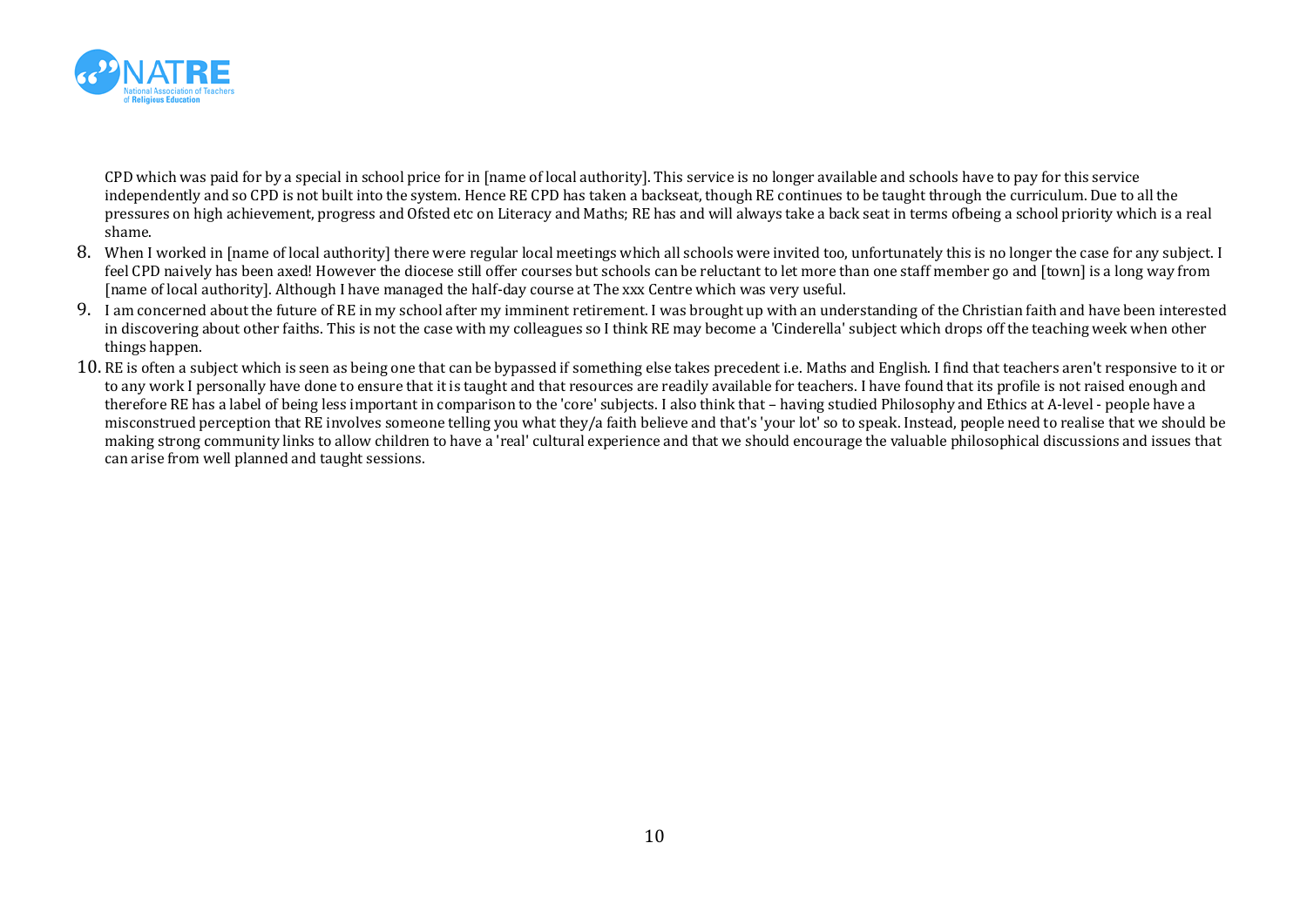CPD which was paid for by a special in school price for in [name of local authority]. This service is no longer available and schools have to pay for this service independently and so CPD is not built into the system. Hence RE CPD has taken a backseat, though RE continues to be taught through the curriculum. Due to all the pressures on high achievement, progress and Ofsted etc on Literacy and Maths; RE has and will always take a back seat in terms ofbeing a school priority which is a real shame.

8. When I worked in [name of local authority] there were regular local meetings which all schools were invited too, unfortunately this is no longer the case for any subject. I feel CPD naively has been axed! However the diocese still offer courses but schools can be reluctant to let more than one staff member go and [town] is a long way from [name of local authority]. Although I have managed the half-day course at The xxx Centre which was very useful.
9. I am concerned about the future of RE in my school after my imminent retirement. I was brought up with an understanding of the Christian faith and have been interested in discovering about other faiths. This is not the case with my colleagues so I think RE may become a 'Cinderella' subject which drops off the teaching week when other things happen.
10. RE is often a subject which is seen as being one that can be bypassed if something else takes precedent i.e. Maths and English. I find that teachers aren't responsive to it or to any work I personally have done to ensure that it is taught and that resources are readily available for teachers. I have found that its profile is not raised enough and therefore RE has a label of being less important in comparison to the 'core' subjects. I also think that – having studied Philosophy and Ethics at A-level - people have a misconstrued perception that RE involves someone telling you what they/a faith believe and that's 'your lot' so to speak. Instead, people need to realise that we should be making strong community links to allow children to have a 'real' cultural experience and that we should encourage the valuable philosophical discussions and issues that can arise from well planned and taught sessions.